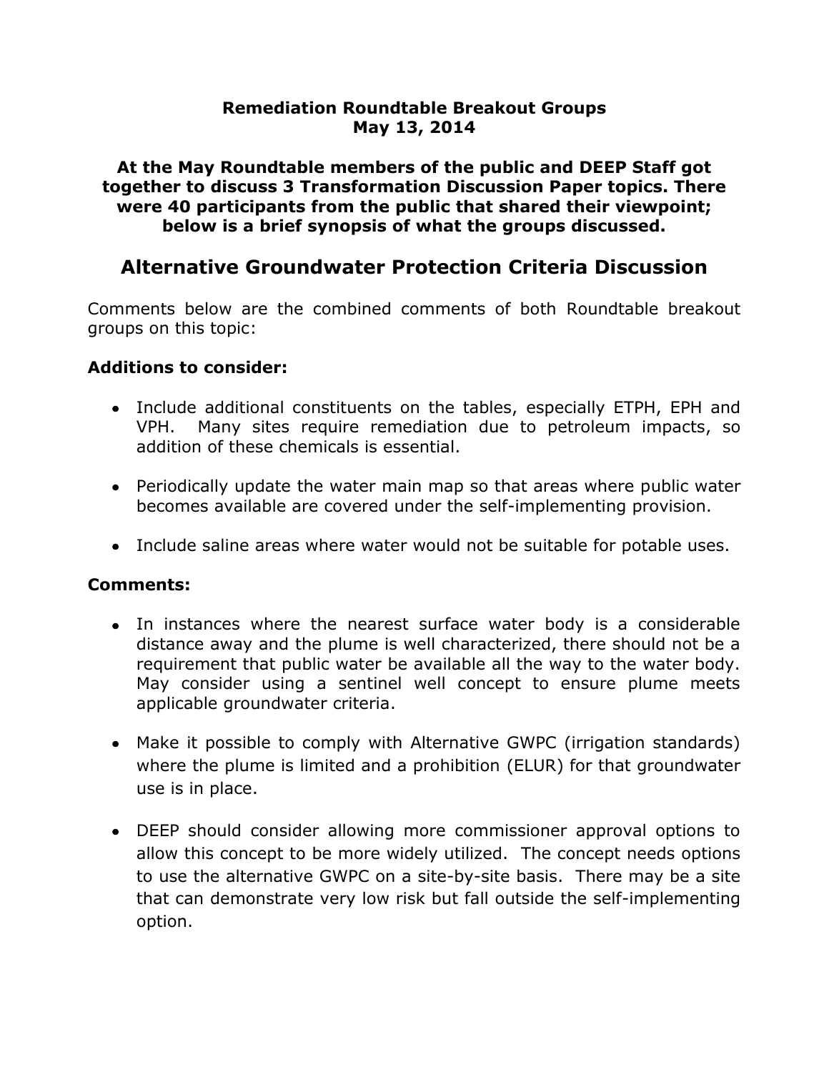**Remediation Roundtable Breakout Groups**
**May 13, 2014**

**At the May Roundtable members of the public and DEEP Staff got together to discuss 3 Transformation Discussion Paper topics. There were 40 participants from the public that shared their viewpoint; below is a brief synopsis of what the groups discussed.**

## Alternative Groundwater Protection Criteria Discussion

Comments below are the combined comments of both Roundtable breakout groups on this topic:

### Additions to consider:

- Include additional constituents on the tables, especially ETPH, EPH and VPH. Many sites require remediation due to petroleum impacts, so addition of these chemicals is essential.
- Periodically update the water main map so that areas where public water becomes available are covered under the self-implementing provision.
- Include saline areas where water would not be suitable for potable uses.

### Comments:

- In instances where the nearest surface water body is a considerable distance away and the plume is well characterized, there should not be a requirement that public water be available all the way to the water body. May consider using a sentinel well concept to ensure plume meets applicable groundwater criteria.
- Make it possible to comply with Alternative GWPC (irrigation standards) where the plume is limited and a prohibition (ELUR) for that groundwater use is in place.
- DEEP should consider allowing more commissioner approval options to allow this concept to be more widely utilized. The concept needs options to use the alternative GWPC on a site-by-site basis. There may be a site that can demonstrate very low risk but fall outside the self-implementing option.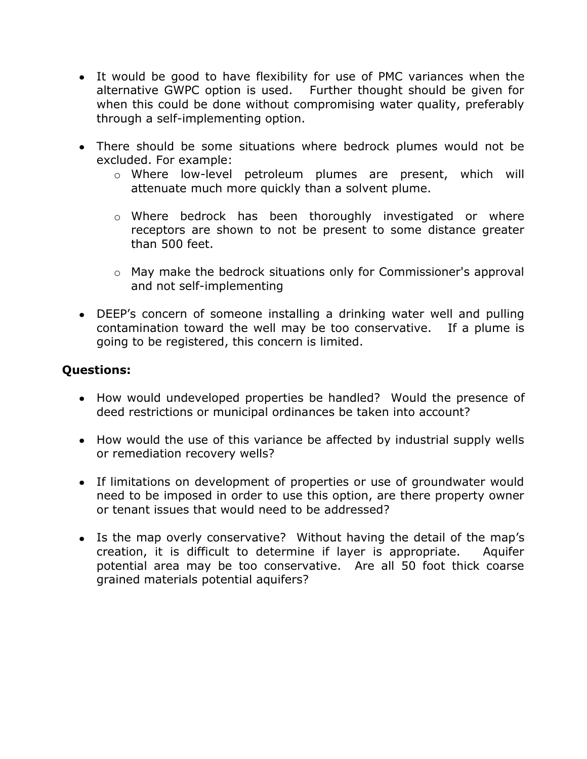- It would be good to have flexibility for use of PMC variances when the alternative GWPC option is used. Further thought should be given for when this could be done without compromising water quality, preferably through a self-implementing option.

- There should be some situations where bedrock plumes would not be excluded. For example:
  - Where low-level petroleum plumes are present, which will attenuate much more quickly than a solvent plume.

  - Where bedrock has been thoroughly investigated or where receptors are shown to not be present to some distance greater than 500 feet.

  - May make the bedrock situations only for Commissioner's approval and not self-implementing

- DEEP's concern of someone installing a drinking water well and pulling contamination toward the well may be too conservative. If a plume is going to be registered, this concern is limited.

**Questions:**

- How would undeveloped properties be handled? Would the presence of deed restrictions or municipal ordinances be taken into account?

- How would the use of this variance be affected by industrial supply wells or remediation recovery wells?

- If limitations on development of properties or use of groundwater would need to be imposed in order to use this option, are there property owner or tenant issues that would need to be addressed?

- Is the map overly conservative? Without having the detail of the map's creation, it is difficult to determine if layer is appropriate. Aquifer potential area may be too conservative. Are all 50 foot thick coarse grained materials potential aquifers?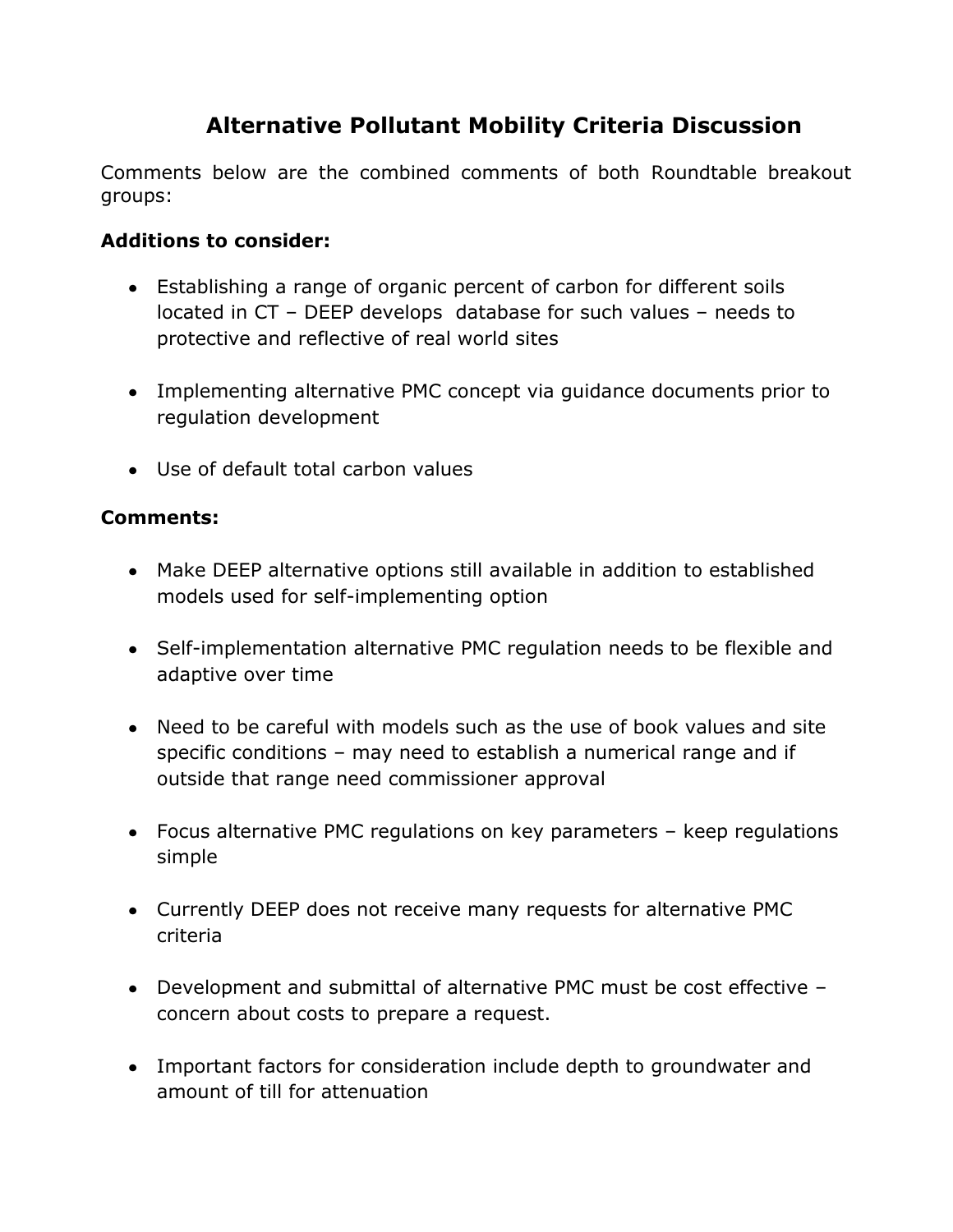# Alternative Pollutant Mobility Criteria Discussion

Comments below are the combined comments of both Roundtable breakout groups:

**Additions to consider:**

- Establishing a range of organic percent of carbon for different soils located in CT – DEEP develops database for such values – needs to protective and reflective of real world sites
- Implementing alternative PMC concept via guidance documents prior to regulation development
- Use of default total carbon values

**Comments:**

- Make DEEP alternative options still available in addition to established models used for self-implementing option
- Self-implementation alternative PMC regulation needs to be flexible and adaptive over time
- Need to be careful with models such as the use of book values and site specific conditions – may need to establish a numerical range and if outside that range need commissioner approval
- Focus alternative PMC regulations on key parameters – keep regulations simple
- Currently DEEP does not receive many requests for alternative PMC criteria
- Development and submittal of alternative PMC must be cost effective – concern about costs to prepare a request.
- Important factors for consideration include depth to groundwater and amount of till for attenuation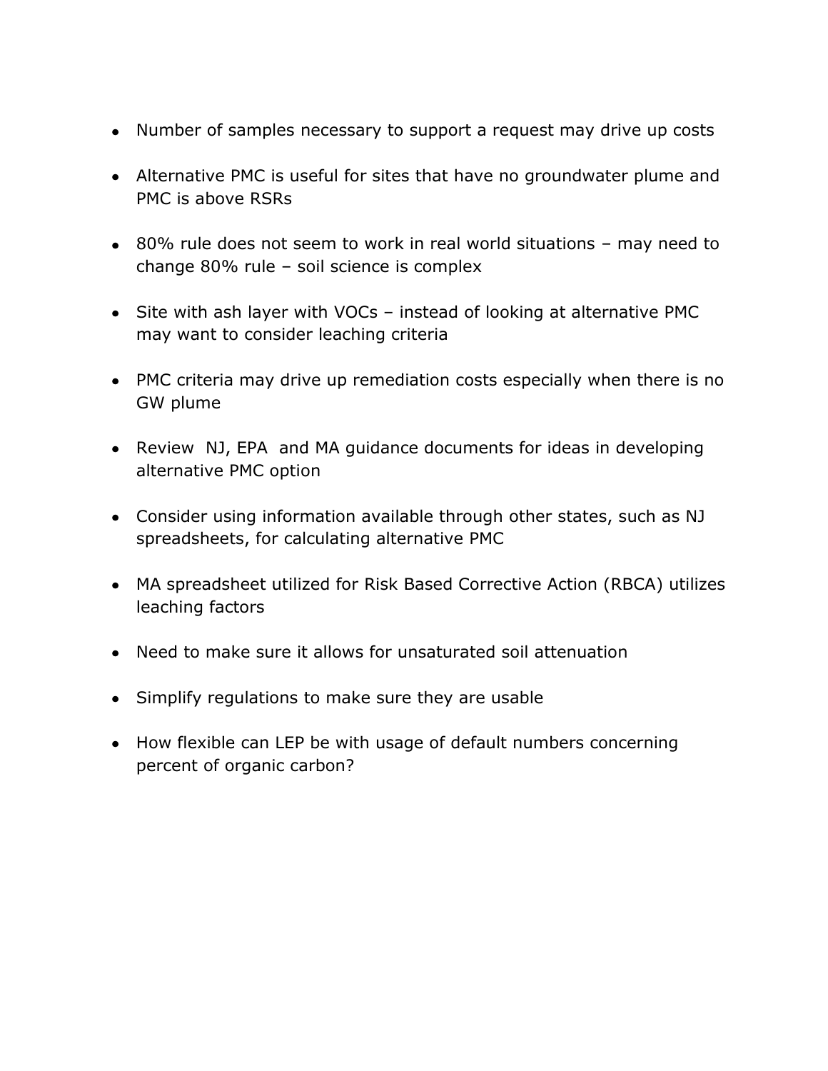- Number of samples necessary to support a request may drive up costs
- Alternative PMC is useful for sites that have no groundwater plume and PMC is above RSRs
- 80% rule does not seem to work in real world situations – may need to change 80% rule – soil science is complex
- Site with ash layer with VOCs – instead of looking at alternative PMC may want to consider leaching criteria
- PMC criteria may drive up remediation costs especially when there is no GW plume
- Review NJ, EPA and MA guidance documents for ideas in developing alternative PMC option
- Consider using information available through other states, such as NJ spreadsheets, for calculating alternative PMC
- MA spreadsheet utilized for Risk Based Corrective Action (RBCA) utilizes leaching factors
- Need to make sure it allows for unsaturated soil attenuation
- Simplify regulations to make sure they are usable
- How flexible can LEP be with usage of default numbers concerning percent of organic carbon?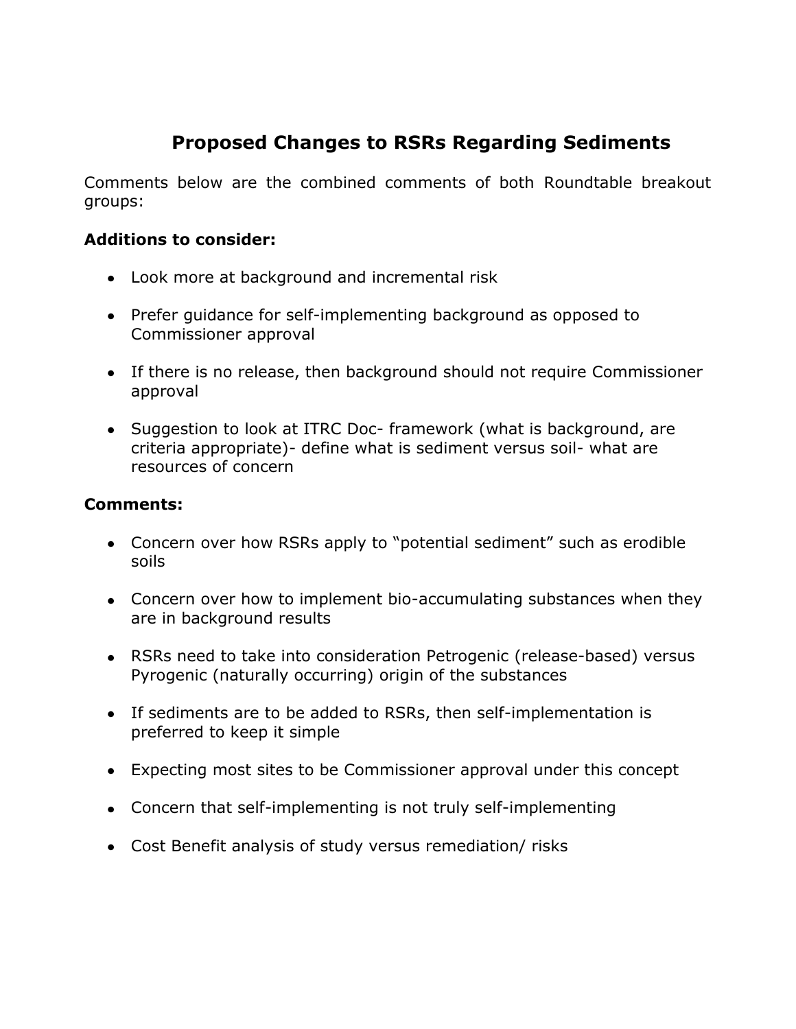# Proposed Changes to RSRs Regarding Sediments

Comments below are the combined comments of both Roundtable breakout groups:

**Additions to consider:**

- Look more at background and incremental risk
- Prefer guidance for self-implementing background as opposed to Commissioner approval
- If there is no release, then background should not require Commissioner approval
- Suggestion to look at ITRC Doc- framework (what is background, are criteria appropriate)- define what is sediment versus soil- what are resources of concern

**Comments:**

- Concern over how RSRs apply to "potential sediment" such as erodible soils
- Concern over how to implement bio-accumulating substances when they are in background results
- RSRs need to take into consideration Petrogenic (release-based) versus Pyrogenic (naturally occurring) origin of the substances
- If sediments are to be added to RSRs, then self-implementation is preferred to keep it simple
- Expecting most sites to be Commissioner approval under this concept
- Concern that self-implementing is not truly self-implementing
- Cost Benefit analysis of study versus remediation/ risks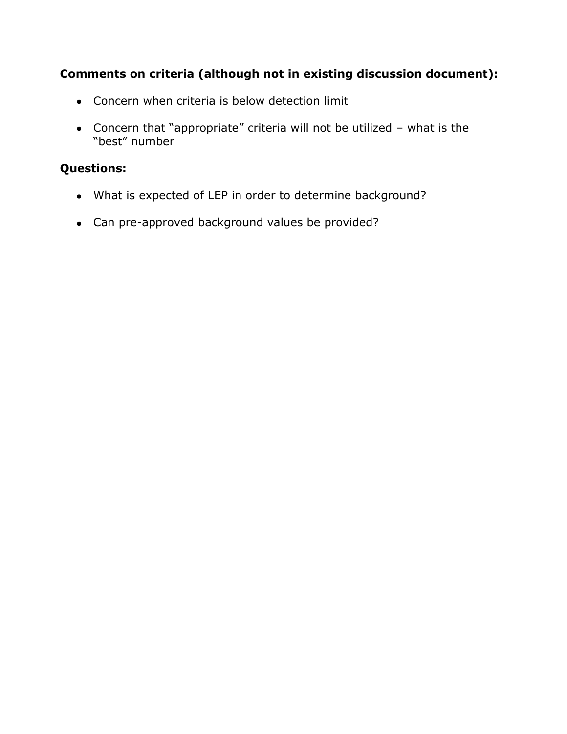**Comments on criteria (although not in existing discussion document):**

- Concern when criteria is below detection limit
- Concern that "appropriate" criteria will not be utilized – what is the "best" number

**Questions:**

- What is expected of LEP in order to determine background?
- Can pre-approved background values be provided?